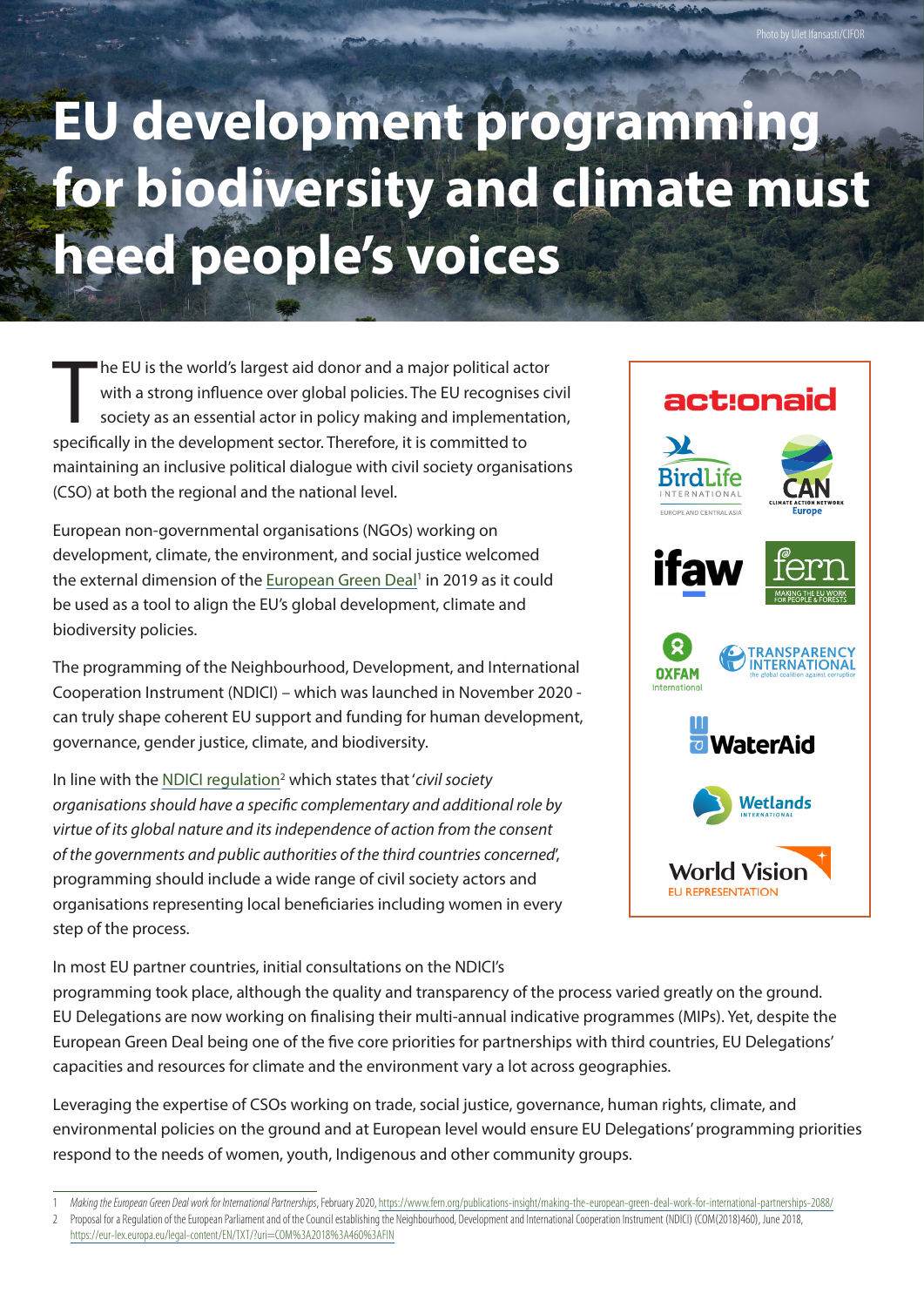Photo by Ulet Ifansasti/CIFOR

# EU development programming for biodiversity and climate must heed people's voices

The EU is the world's largest aid donor and a major political actor with a strong influence over global policies. The EU recognises civil society as an essential actor in policy making and implementation, specifically in the development sector. Therefore, it is committed to maintaining an inclusive political dialogue with civil society organisations (CSO) at both the regional and the national level.

European non-governmental organisations (NGOs) working on development, climate, the environment, and social justice welcomed the external dimension of the European Green Deal[1] in 2019 as it could be used as a tool to align the EU's global development, climate and biodiversity policies.

The programming of the Neighbourhood, Development, and International Cooperation Instrument (NDICI) – which was launched in November 2020 - can truly shape coherent EU support and funding for human development, governance, gender justice, climate, and biodiversity.

In line with the NDICI regulation[2] which states that '*civil society organisations should have a specific complementary and additional role by virtue of its global nature and its independence of action from the consent of the governments and public authorities of the third countries concerned*', programming should include a wide range of civil society actors and organisations representing local beneficiaries including women in every step of the process.

actionaid

BirdLife International – Europe and Central Asia

CAN – Climate Action Network Europe

ifaw

fern – Making the EU work for people & forests

Oxfam International

Transparency International – the global coalition against corruption

WaterAid

Wetlands International

World Vision – EU Representation

In most EU partner countries, initial consultations on the NDICI's programming took place, although the quality and transparency of the process varied greatly on the ground. EU Delegations are now working on finalising their multi-annual indicative programmes (MIPs). Yet, despite the European Green Deal being one of the five core priorities for partnerships with third countries, EU Delegations' capacities and resources for climate and the environment vary a lot across geographies.

Leveraging the expertise of CSOs working on trade, social justice, governance, human rights, climate, and environmental policies on the ground and at European level would ensure EU Delegations' programming priorities respond to the needs of women, youth, Indigenous and other community groups.

---

1 *Making the European Green Deal work for International Partnerships*, February 2020, https://www.fern.org/publications-insight/making-the-european-green-deal-work-for-international-partnerships-2088/

2 Proposal for a Regulation of the European Parliament and of the Council establishing the Neighbourhood, Development and International Cooperation Instrument (NDICI) (COM(2018)460), June 2018, https://eur-lex.europa.eu/legal-content/EN/TXT/?uri=COM%3A2018%3A460%3AFIN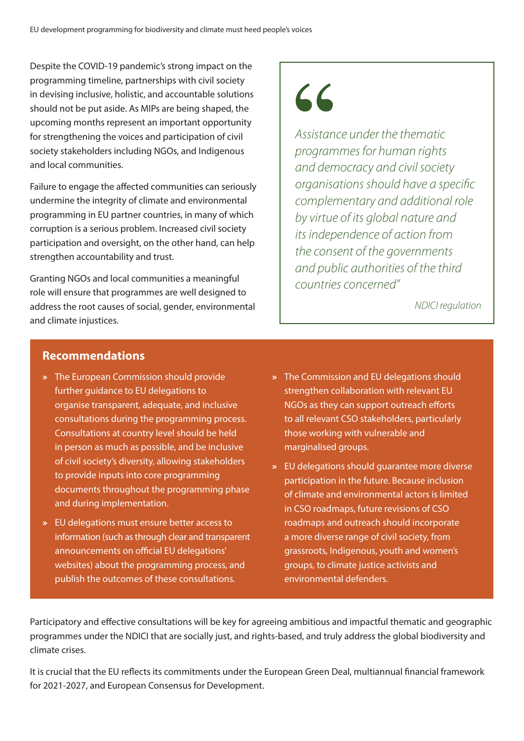Despite the COVID-19 pandemic's strong impact on the programming timeline, partnerships with civil society in devising inclusive, holistic, and accountable solutions should not be put aside. As MIPs are being shaped, the upcoming months represent an important opportunity for strengthening the voices and participation of civil society stakeholders including NGOs, and Indigenous and local communities.

Failure to engage the affected communities can seriously undermine the integrity of climate and environmental programming in EU partner countries, in many of which corruption is a serious problem. Increased civil society participation and oversight, on the other hand, can help strengthen accountability and trust.

Granting NGOs and local communities a meaningful role will ensure that programmes are well designed to address the root causes of social, gender, environmental and climate injustices.

> *Assistance under the thematic programmes for human rights and democracy and civil society organisations should have a specific complementary and additional role by virtue of its global nature and its independence of action from the consent of the governments and public authorities of the third countries concerned"*
>
> *NDICI regulation*

## Recommendations

- The European Commission should provide further guidance to EU delegations to organise transparent, adequate, and inclusive consultations during the programming process. Consultations at country level should be held in person as much as possible, and be inclusive of civil society's diversity, allowing stakeholders to provide inputs into core programming documents throughout the programming phase and during implementation.
- EU delegations must ensure better access to information (such as through clear and transparent announcements on official EU delegations' websites) about the programming process, and publish the outcomes of these consultations.
- The Commission and EU delegations should strengthen collaboration with relevant EU NGOs as they can support outreach efforts to all relevant CSO stakeholders, particularly those working with vulnerable and marginalised groups.
- EU delegations should guarantee more diverse participation in the future. Because inclusion of climate and environmental actors is limited in CSO roadmaps, future revisions of CSO roadmaps and outreach should incorporate a more diverse range of civil society, from grassroots, Indigenous, youth and women's groups, to climate justice activists and environmental defenders.

Participatory and effective consultations will be key for agreeing ambitious and impactful thematic and geographic programmes under the NDICI that are socially just, and rights-based, and truly address the global biodiversity and climate crises.

It is crucial that the EU reflects its commitments under the European Green Deal, multiannual financial framework for 2021-2027, and European Consensus for Development.